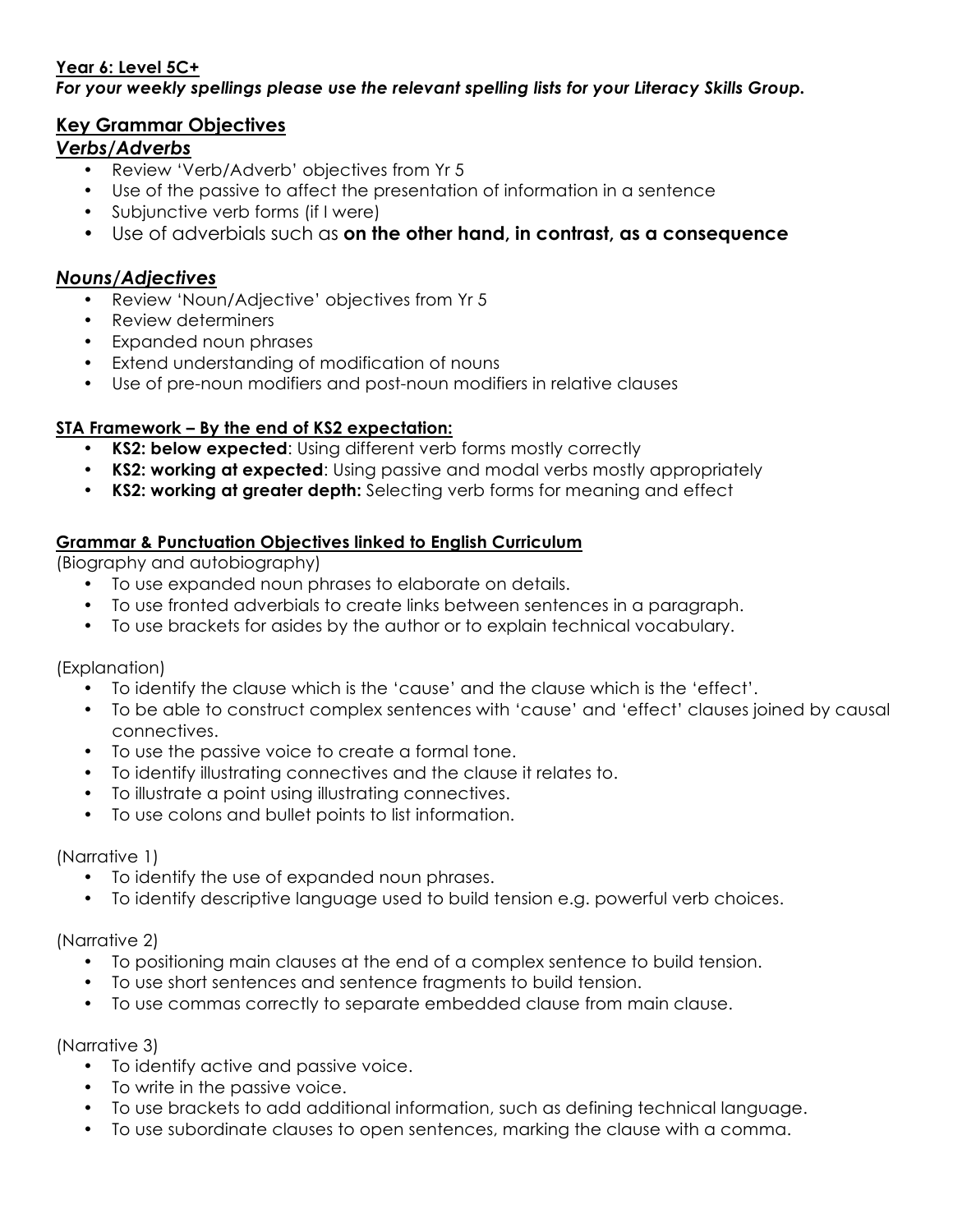**Year 6: Level 5C+**

***For your weekly spellings please use the relevant spelling lists for your Literacy Skills Group.***

## Key Grammar Objectives

### *Verbs/Adverbs*

- Review 'Verb/Adverb' objectives from Yr 5
- Use of the passive to affect the presentation of information in a sentence
- Subjunctive verb forms (if I were)
- Use of adverbials such as **on the other hand, in contrast, as a consequence**

### *Nouns/Adjectives*

- Review 'Noun/Adjective' objectives from Yr 5
- Review determiners
- Expanded noun phrases
- Extend understanding of modification of nouns
- Use of pre-noun modifiers and post-noun modifiers in relative clauses

**STA Framework – By the end of KS2 expectation:**

- **KS2: below expected**: Using different verb forms mostly correctly
- **KS2: working at expected**: Using passive and modal verbs mostly appropriately
- **KS2: working at greater depth:** Selecting verb forms for meaning and effect

**Grammar & Punctuation Objectives linked to English Curriculum**

(Biography and autobiography)

- To use expanded noun phrases to elaborate on details.
- To use fronted adverbials to create links between sentences in a paragraph.
- To use brackets for asides by the author or to explain technical vocabulary.

(Explanation)

- To identify the clause which is the 'cause' and the clause which is the 'effect'.
- To be able to construct complex sentences with 'cause' and 'effect' clauses joined by causal connectives.
- To use the passive voice to create a formal tone.
- To identify illustrating connectives and the clause it relates to.
- To illustrate a point using illustrating connectives.
- To use colons and bullet points to list information.

(Narrative 1)

- To identify the use of expanded noun phrases.
- To identify descriptive language used to build tension e.g. powerful verb choices.

(Narrative 2)

- To positioning main clauses at the end of a complex sentence to build tension.
- To use short sentences and sentence fragments to build tension.
- To use commas correctly to separate embedded clause from main clause.

(Narrative 3)

- To identify active and passive voice.
- To write in the passive voice.
- To use brackets to add additional information, such as defining technical language.
- To use subordinate clauses to open sentences, marking the clause with a comma.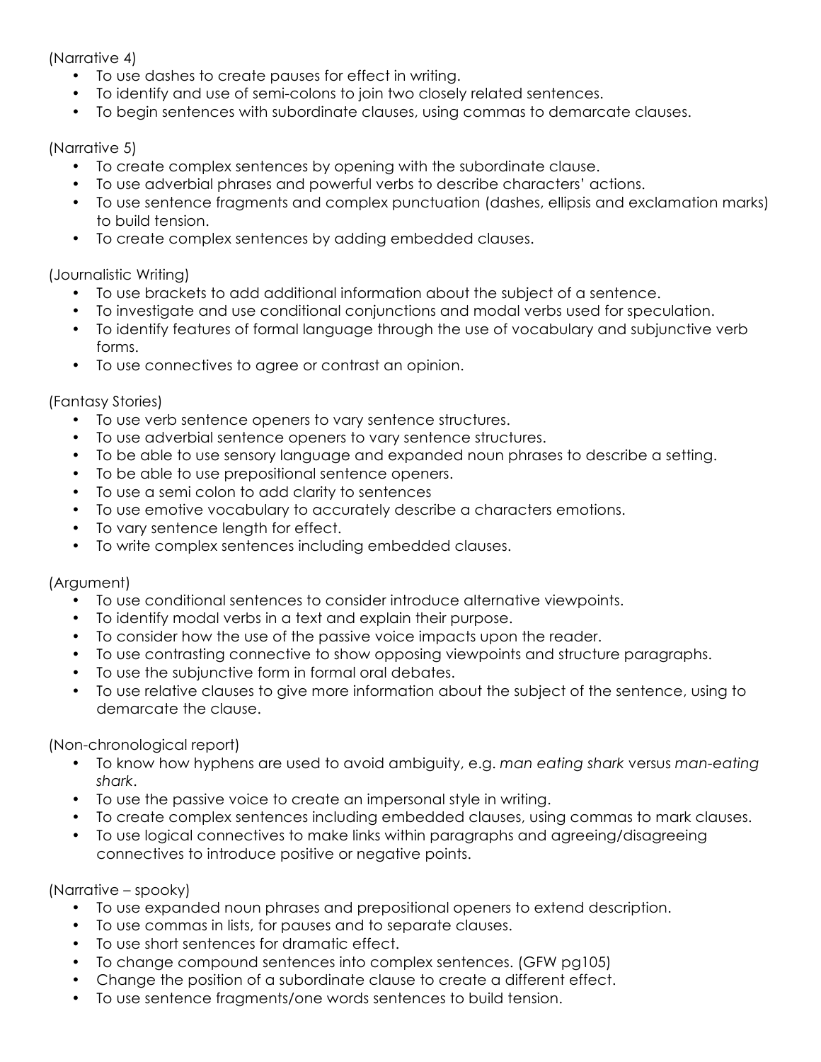(Narrative 4)

- To use dashes to create pauses for effect in writing.
- To identify and use of semi-colons to join two closely related sentences.
- To begin sentences with subordinate clauses, using commas to demarcate clauses.

(Narrative 5)

- To create complex sentences by opening with the subordinate clause.
- To use adverbial phrases and powerful verbs to describe characters' actions.
- To use sentence fragments and complex punctuation (dashes, ellipsis and exclamation marks) to build tension.
- To create complex sentences by adding embedded clauses.

(Journalistic Writing)

- To use brackets to add additional information about the subject of a sentence.
- To investigate and use conditional conjunctions and modal verbs used for speculation.
- To identify features of formal language through the use of vocabulary and subjunctive verb forms.
- To use connectives to agree or contrast an opinion.

(Fantasy Stories)

- To use verb sentence openers to vary sentence structures.
- To use adverbial sentence openers to vary sentence structures.
- To be able to use sensory language and expanded noun phrases to describe a setting.
- To be able to use prepositional sentence openers.
- To use a semi colon to add clarity to sentences
- To use emotive vocabulary to accurately describe a characters emotions.
- To vary sentence length for effect.
- To write complex sentences including embedded clauses.

(Argument)

- To use conditional sentences to consider introduce alternative viewpoints.
- To identify modal verbs in a text and explain their purpose.
- To consider how the use of the passive voice impacts upon the reader.
- To use contrasting connective to show opposing viewpoints and structure paragraphs.
- To use the subjunctive form in formal oral debates.
- To use relative clauses to give more information about the subject of the sentence, using to demarcate the clause.

(Non-chronological report)

- To know how hyphens are used to avoid ambiguity, e.g. *man eating shark* versus *man-eating shark*.
- To use the passive voice to create an impersonal style in writing.
- To create complex sentences including embedded clauses, using commas to mark clauses.
- To use logical connectives to make links within paragraphs and agreeing/disagreeing connectives to introduce positive or negative points.

(Narrative – spooky)

- To use expanded noun phrases and prepositional openers to extend description.
- To use commas in lists, for pauses and to separate clauses.
- To use short sentences for dramatic effect.
- To change compound sentences into complex sentences. (GFW pg105)
- Change the position of a subordinate clause to create a different effect.
- To use sentence fragments/one words sentences to build tension.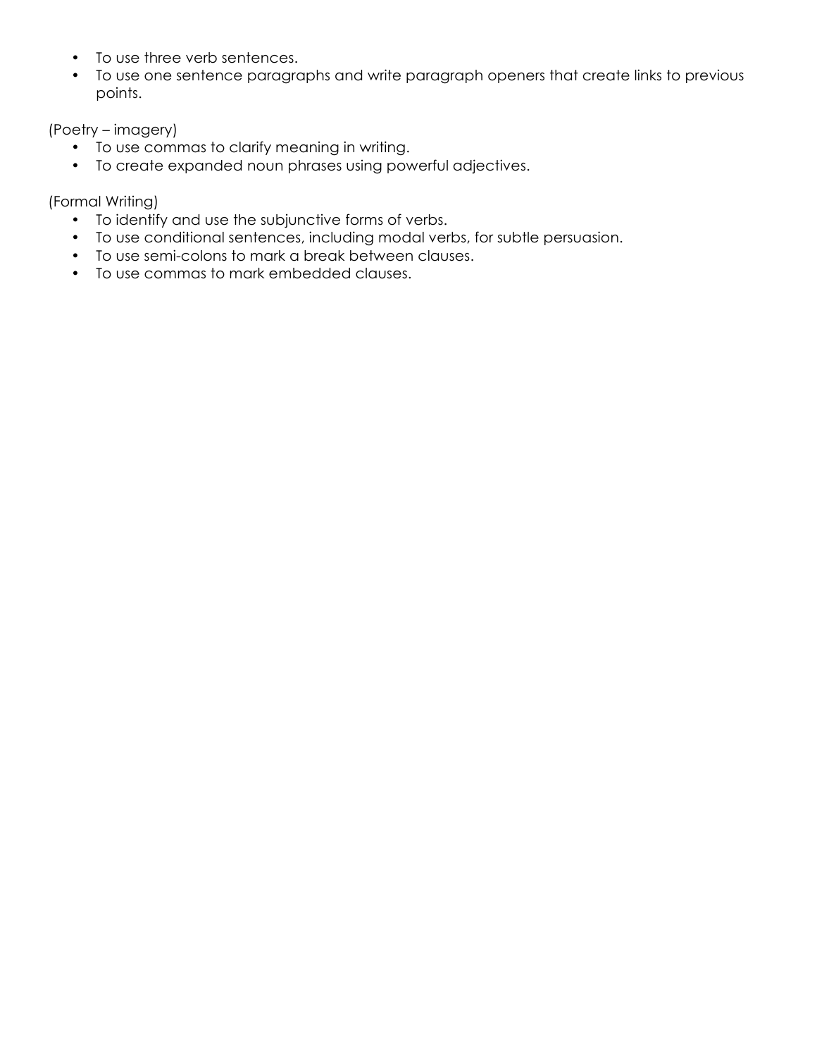- To use three verb sentences.
- To use one sentence paragraphs and write paragraph openers that create links to previous points.

(Poetry – imagery)

- To use commas to clarify meaning in writing.
- To create expanded noun phrases using powerful adjectives.

(Formal Writing)

- To identify and use the subjunctive forms of verbs.
- To use conditional sentences, including modal verbs, for subtle persuasion.
- To use semi-colons to mark a break between clauses.
- To use commas to mark embedded clauses.